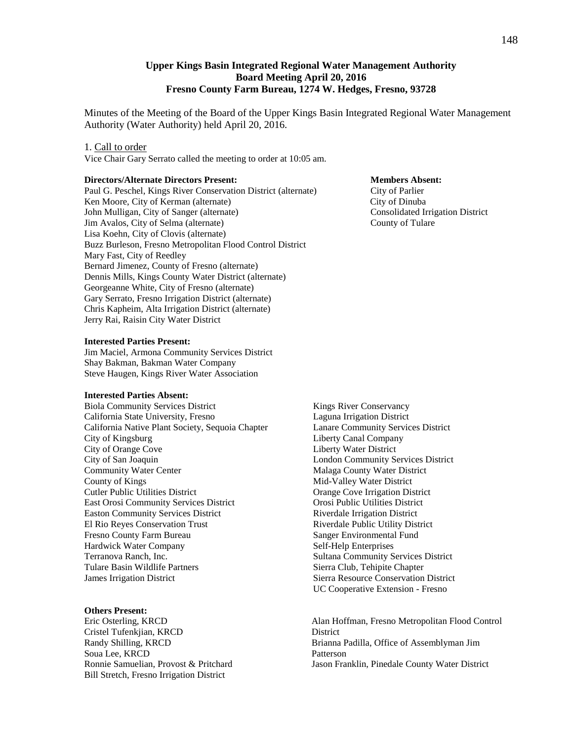## Upper Kings Basin Integrated Regional Water Management Authority
## Board Meeting April 20, 2016
## Fresno County Farm Bureau, 1274 W. Hedges, Fresno, 93728

Minutes of the Meeting of the Board of the Upper Kings Basin Integrated Regional Water Management Authority (Water Authority) held April 20, 2016.

1. Call to order

Vice Chair Gary Serrato called the meeting to order at 10:05 am.

**Directors/Alternate Directors Present:**

Paul G. Peschel, Kings River Conservation District (alternate)
Ken Moore, City of Kerman (alternate)
John Mulligan, City of Sanger (alternate)
Jim Avalos, City of Selma (alternate)
Lisa Koehn, City of Clovis (alternate)
Buzz Burleson, Fresno Metropolitan Flood Control District
Mary Fast, City of Reedley
Bernard Jimenez, County of Fresno (alternate)
Dennis Mills, Kings County Water District (alternate)
Georgeanne White, City of Fresno (alternate)
Gary Serrato, Fresno Irrigation District (alternate)
Chris Kapheim, Alta Irrigation District (alternate)
Jerry Rai, Raisin City Water District

**Members Absent:**

City of Parlier
City of Dinuba
Consolidated Irrigation District
County of Tulare

**Interested Parties Present:**

Jim Maciel, Armona Community Services District
Shay Bakman, Bakman Water Company
Steve Haugen, Kings River Water Association

**Interested Parties Absent:**

Biola Community Services District
California State University, Fresno
California Native Plant Society, Sequoia Chapter
City of Kingsburg
City of Orange Cove
City of San Joaquin
Community Water Center
County of Kings
Cutler Public Utilities District
East Orosi Community Services District
Easton Community Services District
El Rio Reyes Conservation Trust
Fresno County Farm Bureau
Hardwick Water Company
Terranova Ranch, Inc.
Tulare Basin Wildlife Partners
James Irrigation District
Kings River Conservancy
Laguna Irrigation District
Lanare Community Services District
Liberty Canal Company
Liberty Water District
London Community Services District
Malaga County Water District
Mid-Valley Water District
Orange Cove Irrigation District
Orosi Public Utilities District
Riverdale Irrigation District
Riverdale Public Utility District
Sanger Environmental Fund
Self-Help Enterprises
Sultana Community Services District
Sierra Club, Tehipite Chapter
Sierra Resource Conservation District
UC Cooperative Extension - Fresno

**Others Present:**

Eric Osterling, KRCD
Cristel Tufenkjian, KRCD
Randy Shilling, KRCD
Soua Lee, KRCD
Ronnie Samuelian, Provost & Pritchard
Bill Stretch, Fresno Irrigation District
Alan Hoffman, Fresno Metropolitan Flood Control District
Brianna Padilla, Office of Assemblyman Jim Patterson
Jason Franklin, Pinedale County Water District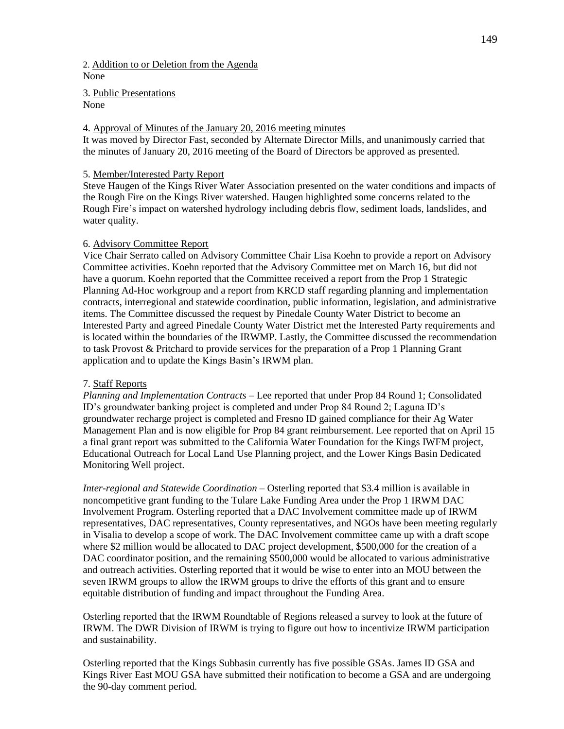2. Addition to or Deletion from the Agenda
None

3. Public Presentations
None

4. Approval of Minutes of the January 20, 2016 meeting minutes
It was moved by Director Fast, seconded by Alternate Director Mills, and unanimously carried that the minutes of January 20, 2016 meeting of the Board of Directors be approved as presented.

5. Member/Interested Party Report
Steve Haugen of the Kings River Water Association presented on the water conditions and impacts of the Rough Fire on the Kings River watershed. Haugen highlighted some concerns related to the Rough Fire's impact on watershed hydrology including debris flow, sediment loads, landslides, and water quality.

6. Advisory Committee Report
Vice Chair Serrato called on Advisory Committee Chair Lisa Koehn to provide a report on Advisory Committee activities. Koehn reported that the Advisory Committee met on March 16, but did not have a quorum. Koehn reported that the Committee received a report from the Prop 1 Strategic Planning Ad-Hoc workgroup and a report from KRCD staff regarding planning and implementation contracts, interregional and statewide coordination, public information, legislation, and administrative items. The Committee discussed the request by Pinedale County Water District to become an Interested Party and agreed Pinedale County Water District met the Interested Party requirements and is located within the boundaries of the IRWMP. Lastly, the Committee discussed the recommendation to task Provost & Pritchard to provide services for the preparation of a Prop 1 Planning Grant application and to update the Kings Basin's IRWM plan.

7. Staff Reports
*Planning and Implementation Contracts* – Lee reported that under Prop 84 Round 1; Consolidated ID's groundwater banking project is completed and under Prop 84 Round 2; Laguna ID's groundwater recharge project is completed and Fresno ID gained compliance for their Ag Water Management Plan and is now eligible for Prop 84 grant reimbursement. Lee reported that on April 15 a final grant report was submitted to the California Water Foundation for the Kings IWFM project, Educational Outreach for Local Land Use Planning project, and the Lower Kings Basin Dedicated Monitoring Well project.

*Inter-regional and Statewide Coordination* – Osterling reported that $3.4 million is available in noncompetitive grant funding to the Tulare Lake Funding Area under the Prop 1 IRWM DAC Involvement Program. Osterling reported that a DAC Involvement committee made up of IRWM representatives, DAC representatives, County representatives, and NGOs have been meeting regularly in Visalia to develop a scope of work. The DAC Involvement committee came up with a draft scope where $2 million would be allocated to DAC project development, $500,000 for the creation of a DAC coordinator position, and the remaining $500,000 would be allocated to various administrative and outreach activities. Osterling reported that it would be wise to enter into an MOU between the seven IRWM groups to allow the IRWM groups to drive the efforts of this grant and to ensure equitable distribution of funding and impact throughout the Funding Area.

Osterling reported that the IRWM Roundtable of Regions released a survey to look at the future of IRWM. The DWR Division of IRWM is trying to figure out how to incentivize IRWM participation and sustainability.

Osterling reported that the Kings Subbasin currently has five possible GSAs. James ID GSA and Kings River East MOU GSA have submitted their notification to become a GSA and are undergoing the 90-day comment period.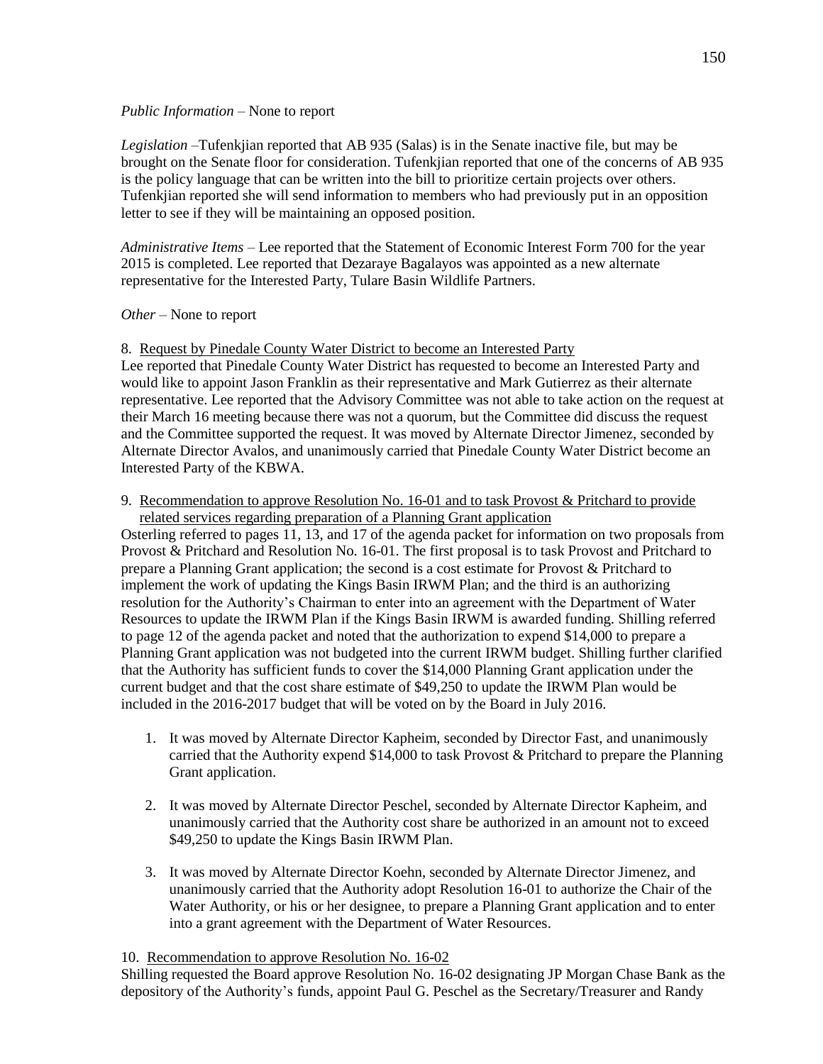*Public Information* – None to report

*Legislation* –Tufenkjian reported that AB 935 (Salas) is in the Senate inactive file, but may be brought on the Senate floor for consideration. Tufenkjian reported that one of the concerns of AB 935 is the policy language that can be written into the bill to prioritize certain projects over others. Tufenkjian reported she will send information to members who had previously put in an opposition letter to see if they will be maintaining an opposed position.

*Administrative Items* – Lee reported that the Statement of Economic Interest Form 700 for the year 2015 is completed. Lee reported that Dezaraye Bagalayos was appointed as a new alternate representative for the Interested Party, Tulare Basin Wildlife Partners.

*Other* – None to report

8. Request by Pinedale County Water District to become an Interested Party

Lee reported that Pinedale County Water District has requested to become an Interested Party and would like to appoint Jason Franklin as their representative and Mark Gutierrez as their alternate representative. Lee reported that the Advisory Committee was not able to take action on the request at their March 16 meeting because there was not a quorum, but the Committee did discuss the request and the Committee supported the request. It was moved by Alternate Director Jimenez, seconded by Alternate Director Avalos, and unanimously carried that Pinedale County Water District become an Interested Party of the KBWA.

9. Recommendation to approve Resolution No. 16-01 and to task Provost & Pritchard to provide related services regarding preparation of a Planning Grant application

Osterling referred to pages 11, 13, and 17 of the agenda packet for information on two proposals from Provost & Pritchard and Resolution No. 16-01. The first proposal is to task Provost and Pritchard to prepare a Planning Grant application; the second is a cost estimate for Provost & Pritchard to implement the work of updating the Kings Basin IRWM Plan; and the third is an authorizing resolution for the Authority's Chairman to enter into an agreement with the Department of Water Resources to update the IRWM Plan if the Kings Basin IRWM is awarded funding. Shilling referred to page 12 of the agenda packet and noted that the authorization to expend $14,000 to prepare a Planning Grant application was not budgeted into the current IRWM budget. Shilling further clarified that the Authority has sufficient funds to cover the $14,000 Planning Grant application under the current budget and that the cost share estimate of $49,250 to update the IRWM Plan would be included in the 2016-2017 budget that will be voted on by the Board in July 2016.

1. It was moved by Alternate Director Kapheim, seconded by Director Fast, and unanimously carried that the Authority expend $14,000 to task Provost & Pritchard to prepare the Planning Grant application.

2. It was moved by Alternate Director Peschel, seconded by Alternate Director Kapheim, and unanimously carried that the Authority cost share be authorized in an amount not to exceed $49,250 to update the Kings Basin IRWM Plan.

3. It was moved by Alternate Director Koehn, seconded by Alternate Director Jimenez, and unanimously carried that the Authority adopt Resolution 16-01 to authorize the Chair of the Water Authority, or his or her designee, to prepare a Planning Grant application and to enter into a grant agreement with the Department of Water Resources.

10. Recommendation to approve Resolution No. 16-02

Shilling requested the Board approve Resolution No. 16-02 designating JP Morgan Chase Bank as the depository of the Authority's funds, appoint Paul G. Peschel as the Secretary/Treasurer and Randy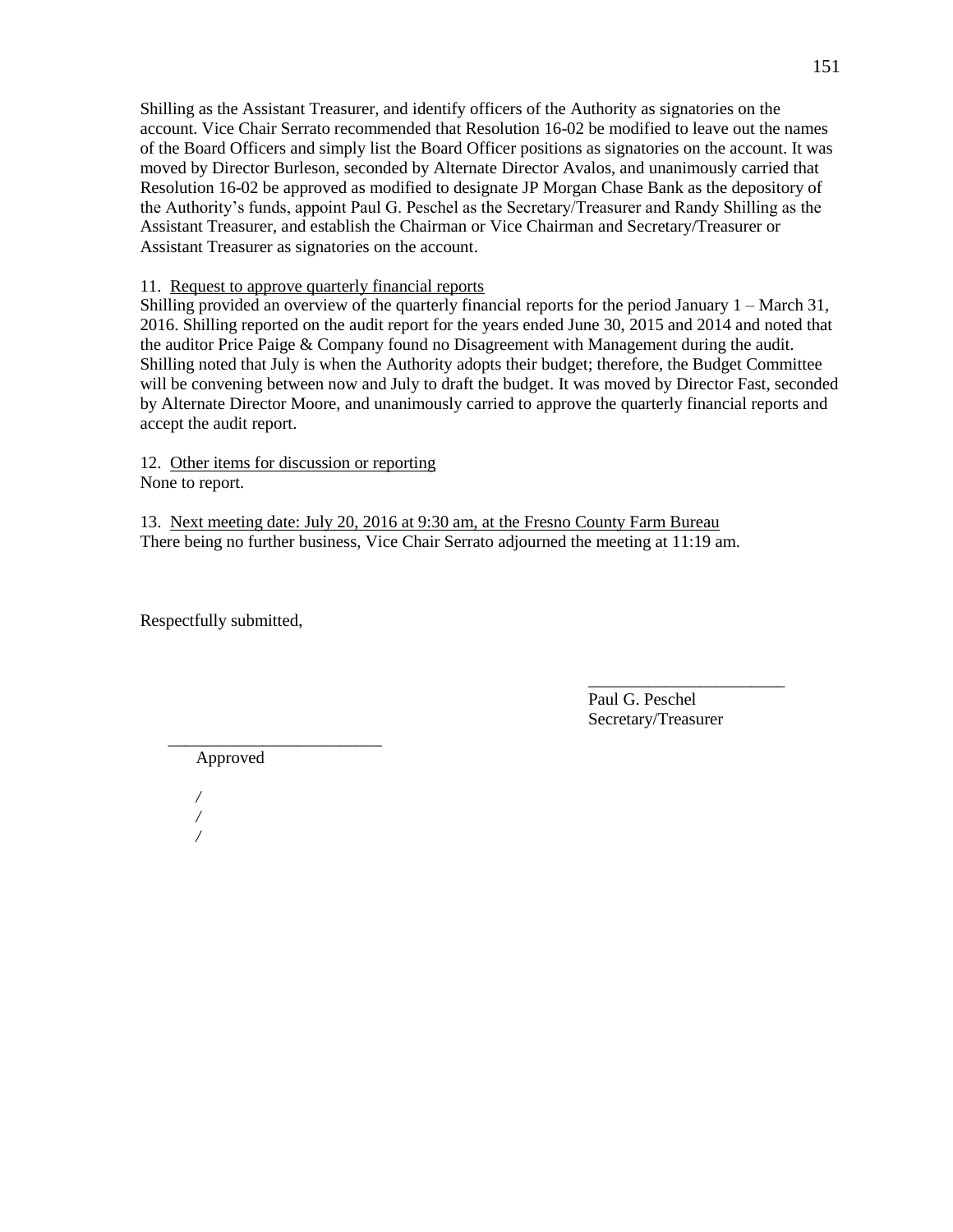Shilling as the Assistant Treasurer, and identify officers of the Authority as signatories on the account. Vice Chair Serrato recommended that Resolution 16-02 be modified to leave out the names of the Board Officers and simply list the Board Officer positions as signatories on the account. It was moved by Director Burleson, seconded by Alternate Director Avalos, and unanimously carried that Resolution 16-02 be approved as modified to designate JP Morgan Chase Bank as the depository of the Authority's funds, appoint Paul G. Peschel as the Secretary/Treasurer and Randy Shilling as the Assistant Treasurer, and establish the Chairman or Vice Chairman and Secretary/Treasurer or Assistant Treasurer as signatories on the account.

11. <u>Request to approve quarterly financial reports</u>
Shilling provided an overview of the quarterly financial reports for the period January 1 – March 31, 2016. Shilling reported on the audit report for the years ended June 30, 2015 and 2014 and noted that the auditor Price Paige & Company found no Disagreement with Management during the audit. Shilling noted that July is when the Authority adopts their budget; therefore, the Budget Committee will be convening between now and July to draft the budget. It was moved by Director Fast, seconded by Alternate Director Moore, and unanimously carried to approve the quarterly financial reports and accept the audit report.

12. <u>Other items for discussion or reporting</u>
None to report.

13. <u>Next meeting date: July 20, 2016 at 9:30 am, at the Fresno County Farm Bureau</u>
There being no further business, Vice Chair Serrato adjourned the meeting at 11:19 am.

Respectfully submitted,

_______________________
Paul G. Peschel
Secretary/Treasurer

_________________________
Approved

/
/
/